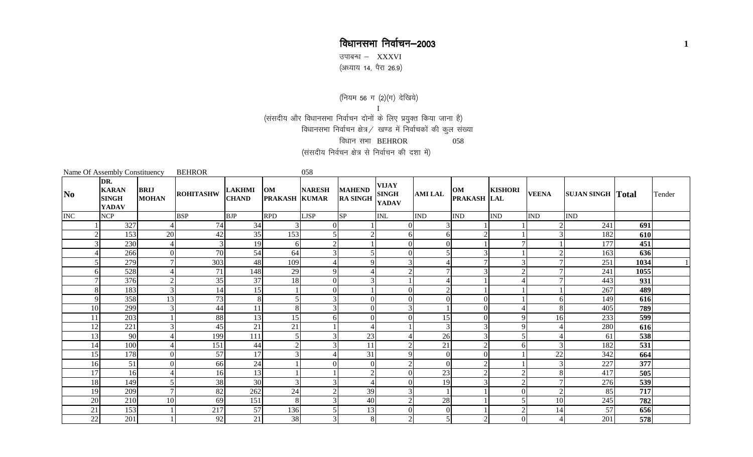# विधानसभा निर्वाचन–2003

उपाबन्ध – XXXVI

(अध्याय 14, पैरा 26.9)

(नियम 56 ग (2)(ग) देखिये)

I

(संसदीय और विधानसभा निर्वाचन दोनों के लिए प्रयुक्त किया जाना है)

विधानसभा निर्वाचन क्षेत्र / खण्ड में निर्वाचकों की कुल संख्या

विधान सभा BEHROR 058

(संसदीय निर्वचन क्षेत्र से निर्वाचन की दशा में)

Name Of Assembly Constituency BEHROR 058

| No | DR. KARAN SINGH YADAV | BRIJ MOHAN | ROHITASHW | LAKHMI CHAND | OM PRAKASH | NARESH KUMAR | MAHENDRA SINGH | VIJAY SINGH YADAV | AMI LAL | OM PRAKASH | KISHORI LAL | VEENA | SUJAN SINGH | Total | Tender |
|---|---|---|---|---|---|---|---|---|---|---|---|---|---|---|---|
| INC | NCP | | BSP | BJP | RPD | LJSP | SP | INL | IND | IND | IND | IND | IND | | |
| 1 | 327 | 4 | 74 | 34 | 3 | 0 | 1 | 0 | 3 | 1 | 1 | 2 | 241 | **691** | |
| 2 | 153 | 20 | 42 | 35 | 153 | 5 | 2 | 6 | 6 | 2 | 1 | 3 | 182 | **610** | |
| 3 | 230 | 4 | 3 | 19 | 6 | 2 | 1 | 0 | 0 | 1 | 7 | 1 | 177 | **451** | |
| 4 | 266 | 0 | 70 | 54 | 64 | 3 | 5 | 0 | 5 | 3 | 1 | 2 | 163 | **636** | |
| 5 | 279 | 7 | 303 | 48 | 109 | 4 | 9 | 3 | 4 | 7 | 3 | 7 | 251 | **1034** | 1 |
| 6 | 528 | 4 | 71 | 148 | 29 | 9 | 4 | 2 | 7 | 3 | 2 | 7 | 241 | **1055** | |
| 7 | 376 | 2 | 35 | 37 | 18 | 0 | 3 | 1 | 4 | 1 | 4 | 7 | 443 | **931** | |
| 8 | 183 | 3 | 14 | 15 | 1 | 0 | 1 | 0 | 2 | 1 | 1 | 1 | 267 | **489** | |
| 9 | 358 | 13 | 73 | 8 | 5 | 3 | 0 | 0 | 0 | 0 | 1 | 6 | 149 | **616** | |
| 10 | 299 | 3 | 44 | 11 | 8 | 3 | 0 | 3 | 1 | 0 | 4 | 8 | 405 | **789** | |
| 11 | 203 | 1 | 88 | 13 | 15 | 6 | 0 | 0 | 15 | 0 | 9 | 16 | 233 | **599** | |
| 12 | 221 | 3 | 45 | 21 | 21 | 1 | 4 | 1 | 3 | 3 | 9 | 4 | 280 | **616** | |
| 13 | 90 | 4 | 199 | 111 | 5 | 3 | 23 | 4 | 26 | 3 | 5 | 4 | 61 | **538** | |
| 14 | 100 | 4 | 151 | 44 | 2 | 3 | 11 | 2 | 21 | 2 | 6 | 3 | 182 | **531** | |
| 15 | 178 | 0 | 57 | 17 | 3 | 4 | 31 | 9 | 0 | 0 | 1 | 22 | 342 | **664** | |
| 16 | 51 | 0 | 66 | 24 | 1 | 0 | 0 | 2 | 0 | 2 | 1 | 3 | 227 | **377** | |
| 17 | 16 | 4 | 16 | 13 | 1 | 1 | 2 | 0 | 23 | 2 | 2 | 8 | 417 | **505** | |
| 18 | 149 | 5 | 38 | 30 | 3 | 3 | 4 | 0 | 19 | 3 | 2 | 7 | 276 | **539** | |
| 19 | 209 | 7 | 82 | 262 | 24 | 2 | 39 | 3 | 1 | 1 | 0 | 2 | 85 | **717** | |
| 20 | 210 | 10 | 69 | 151 | 8 | 3 | 40 | 2 | 28 | 1 | 5 | 10 | 245 | **782** | |
| 21 | 153 | 1 | 217 | 57 | 136 | 5 | 13 | 0 | 0 | 1 | 2 | 14 | 57 | **656** | |
| 22 | 201 | 1 | 92 | 21 | 38 | 3 | 8 | 2 | 5 | 2 | 0 | 4 | 201 | **578** | |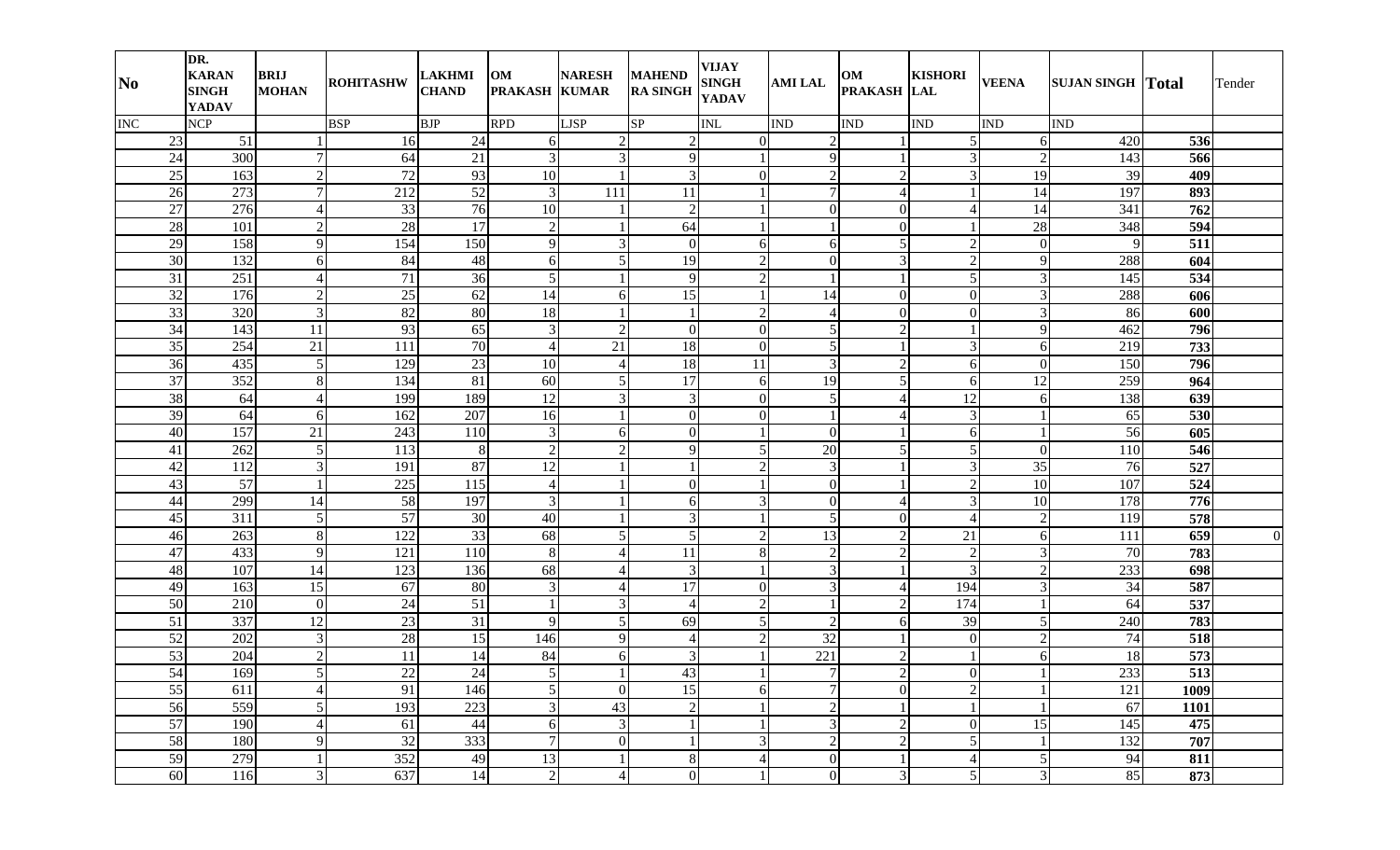| No | DR. KARAN SINGH YADAV | BRIJ MOHAN | ROHITASHW | LAKHMI CHAND | OM PRAKASH | NARESH KUMAR | MAHENDRA SINGH | VIJAY SINGH YADAV | AMI LAL | OM PRAKASH | KISHORI LAL | VEENA | SUJAN SINGH | Total | Tender |
|---|---|---|---|---|---|---|---|---|---|---|---|---|---|---|---|
| INC | NCP | | BSP | BJP | RPD | LJSP | SP | INL | IND | IND | IND | IND | IND | | |
| 23 | 51 | 1 | 16 | 24 | 6 | 2 | 2 | 0 | 2 | 1 | 5 | 6 | 420 | **536** | |
| 24 | 300 | 7 | 64 | 21 | 3 | 3 | 9 | 1 | 9 | 1 | 3 | 2 | 143 | **566** | |
| 25 | 163 | 2 | 72 | 93 | 10 | 1 | 3 | 0 | 2 | 2 | 3 | 19 | 39 | **409** | |
| 26 | 273 | 7 | 212 | 52 | 3 | 111 | 11 | 1 | 7 | 4 | 1 | 14 | 197 | **893** | |
| 27 | 276 | 4 | 33 | 76 | 10 | 1 | 2 | 1 | 0 | 0 | 4 | 14 | 341 | **762** | |
| 28 | 101 | 2 | 28 | 17 | 2 | 1 | 64 | 1 | 1 | 0 | 1 | 28 | 348 | **594** | |
| 29 | 158 | 9 | 154 | 150 | 9 | 3 | 0 | 6 | 6 | 5 | 2 | 0 | 9 | **511** | |
| 30 | 132 | 6 | 84 | 48 | 6 | 5 | 19 | 2 | 0 | 3 | 2 | 9 | 288 | **604** | |
| 31 | 251 | 4 | 71 | 36 | 5 | 1 | 9 | 2 | 1 | 1 | 5 | 3 | 145 | **534** | |
| 32 | 176 | 2 | 25 | 62 | 14 | 6 | 15 | 1 | 14 | 0 | 0 | 3 | 288 | **606** | |
| 33 | 320 | 3 | 82 | 80 | 18 | 1 | 1 | 2 | 4 | 0 | 0 | 3 | 86 | **600** | |
| 34 | 143 | 11 | 93 | 65 | 3 | 2 | 0 | 0 | 5 | 2 | 1 | 9 | 462 | **796** | |
| 35 | 254 | 21 | 111 | 70 | 4 | 21 | 18 | 0 | 5 | 1 | 3 | 6 | 219 | **733** | |
| 36 | 435 | 5 | 129 | 23 | 10 | 4 | 18 | 11 | 3 | 2 | 6 | 0 | 150 | **796** | |
| 37 | 352 | 8 | 134 | 81 | 60 | 5 | 17 | 6 | 19 | 5 | 6 | 12 | 259 | **964** | |
| 38 | 64 | 4 | 199 | 189 | 12 | 3 | 3 | 0 | 5 | 4 | 12 | 6 | 138 | **639** | |
| 39 | 64 | 6 | 162 | 207 | 16 | 1 | 0 | 0 | 1 | 4 | 3 | 1 | 65 | **530** | |
| 40 | 157 | 21 | 243 | 110 | 3 | 6 | 0 | 1 | 0 | 1 | 6 | 1 | 56 | **605** | |
| 41 | 262 | 5 | 113 | 8 | 2 | 2 | 9 | 5 | 20 | 5 | 5 | 0 | 110 | **546** | |
| 42 | 112 | 3 | 191 | 87 | 12 | 1 | 1 | 2 | 3 | 1 | 3 | 35 | 76 | **527** | |
| 43 | 57 | 1 | 225 | 115 | 4 | 1 | 0 | 1 | 0 | 1 | 2 | 10 | 107 | **524** | |
| 44 | 299 | 14 | 58 | 197 | 3 | 1 | 6 | 3 | 0 | 4 | 3 | 10 | 178 | **776** | |
| 45 | 311 | 5 | 57 | 30 | 40 | 1 | 3 | 1 | 5 | 0 | 4 | 2 | 119 | **578** | |
| 46 | 263 | 8 | 122 | 33 | 68 | 5 | 5 | 2 | 13 | 2 | 21 | 6 | 111 | **659** | 0 |
| 47 | 433 | 9 | 121 | 110 | 8 | 4 | 11 | 8 | 2 | 2 | 2 | 3 | 70 | **783** | |
| 48 | 107 | 14 | 123 | 136 | 68 | 4 | 3 | 1 | 3 | 1 | 3 | 2 | 233 | **698** | |
| 49 | 163 | 15 | 67 | 80 | 3 | 4 | 17 | 0 | 3 | 4 | 194 | 3 | 34 | **587** | |
| 50 | 210 | 0 | 24 | 51 | 1 | 3 | 4 | 2 | 1 | 2 | 174 | 1 | 64 | **537** | |
| 51 | 337 | 12 | 23 | 31 | 9 | 5 | 69 | 5 | 2 | 6 | 39 | 5 | 240 | **783** | |
| 52 | 202 | 3 | 28 | 15 | 146 | 9 | 4 | 2 | 32 | 1 | 0 | 2 | 74 | **518** | |
| 53 | 204 | 2 | 11 | 14 | 84 | 6 | 3 | 1 | 221 | 2 | 1 | 6 | 18 | **573** | |
| 54 | 169 | 5 | 22 | 24 | 5 | 1 | 43 | 1 | 7 | 2 | 0 | 1 | 233 | **513** | |
| 55 | 611 | 4 | 91 | 146 | 5 | 0 | 15 | 6 | 7 | 0 | 2 | 1 | 121 | **1009** | |
| 56 | 559 | 5 | 193 | 223 | 3 | 43 | 2 | 1 | 2 | 1 | 1 | 1 | 67 | **1101** | |
| 57 | 190 | 4 | 61 | 44 | 6 | 3 | 1 | 1 | 3 | 2 | 0 | 15 | 145 | **475** | |
| 58 | 180 | 9 | 32 | 333 | 7 | 0 | 1 | 3 | 2 | 2 | 5 | 1 | 132 | **707** | |
| 59 | 279 | 1 | 352 | 49 | 13 | 1 | 8 | 4 | 0 | 1 | 4 | 5 | 94 | **811** | |
| 60 | 116 | 3 | 637 | 14 | 2 | 4 | 0 | 1 | 0 | 3 | 5 | 3 | 85 | **873** | |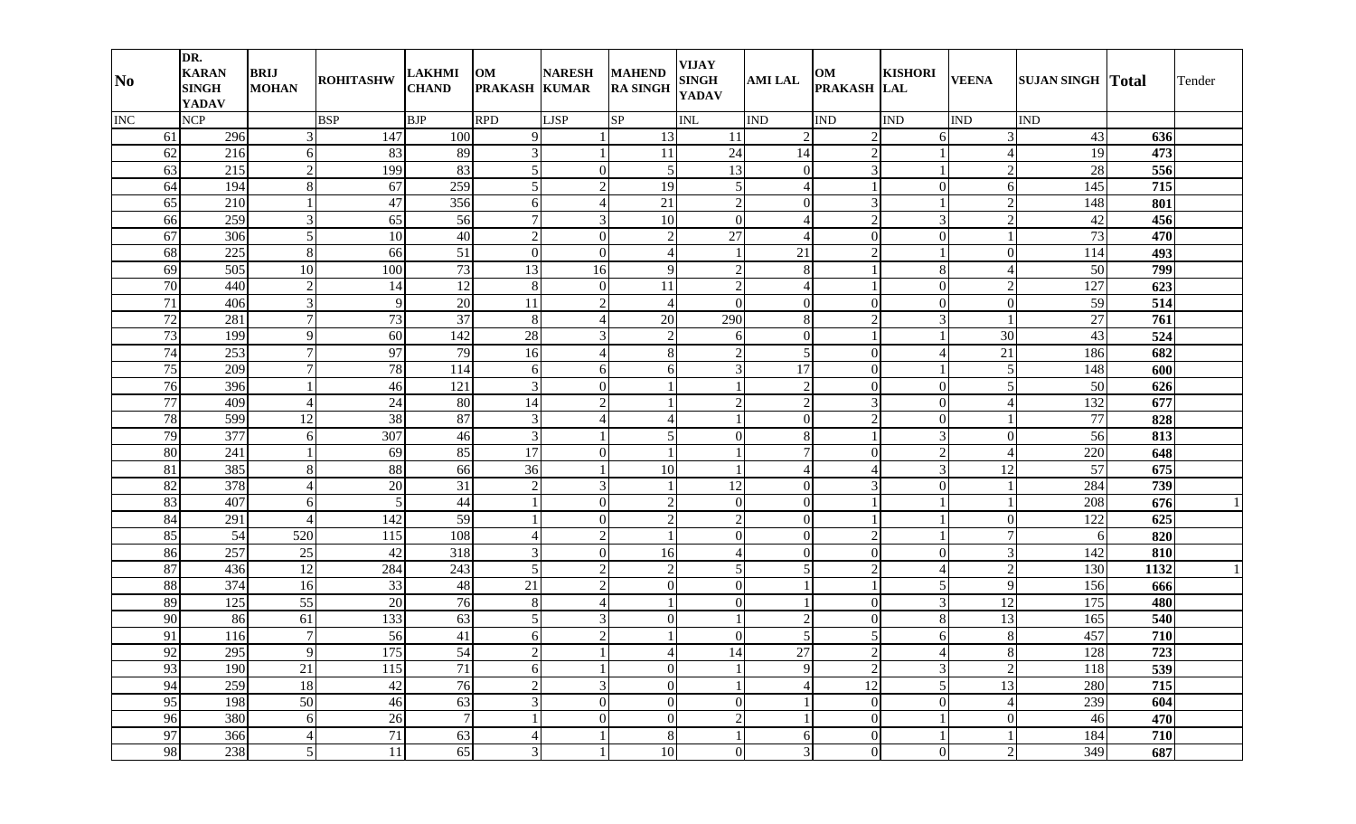| No | DR. KARAN SINGH YADAV | BRIJ MOHAN | ROHITASHW | LAKHMI CHAND | OM PRAKASH | NARESH KUMAR | MAHENDRA SINGH | VIJAY SINGH YADAV | AMI LAL | OM PRAKASH | KISHORI LAL | VEENA | SUJAN SINGH | Total | Tender |
|---|---|---|---|---|---|---|---|---|---|---|---|---|---|---|---|
| INC | NCP | | BSP | BJP | RPD | LJSP | SP | INL | IND | IND | IND | IND | IND | | |
| 61 | 296 | 3 | 147 | 100 | 9 | 1 | 13 | 11 | 2 | 2 | 6 | 3 | 43 | **636** | |
| 62 | 216 | 6 | 83 | 89 | 3 | 1 | 11 | 24 | 14 | 2 | 1 | 4 | 19 | **473** | |
| 63 | 215 | 2 | 199 | 83 | 5 | 0 | 5 | 13 | 0 | 3 | 1 | 2 | 28 | **556** | |
| 64 | 194 | 8 | 67 | 259 | 5 | 2 | 19 | 5 | 4 | 1 | 0 | 6 | 145 | **715** | |
| 65 | 210 | 1 | 47 | 356 | 6 | 4 | 21 | 2 | 0 | 3 | 1 | 2 | 148 | **801** | |
| 66 | 259 | 3 | 65 | 56 | 7 | 3 | 10 | 0 | 4 | 2 | 3 | 2 | 42 | **456** | |
| 67 | 306 | 5 | 10 | 40 | 2 | 0 | 2 | 27 | 4 | 0 | 0 | 1 | 73 | **470** | |
| 68 | 225 | 8 | 66 | 51 | 0 | 0 | 4 | 1 | 21 | 2 | 1 | 0 | 114 | **493** | |
| 69 | 505 | 10 | 100 | 73 | 13 | 16 | 9 | 2 | 8 | 1 | 8 | 4 | 50 | **799** | |
| 70 | 440 | 2 | 14 | 12 | 8 | 0 | 11 | 2 | 4 | 1 | 0 | 2 | 127 | **623** | |
| 71 | 406 | 3 | 9 | 20 | 11 | 2 | 4 | 0 | 0 | 0 | 0 | 0 | 59 | **514** | |
| 72 | 281 | 7 | 73 | 37 | 8 | 4 | 20 | 290 | 8 | 2 | 3 | 1 | 27 | **761** | |
| 73 | 199 | 9 | 60 | 142 | 28 | 3 | 2 | 6 | 0 | 1 | 1 | 30 | 43 | **524** | |
| 74 | 253 | 7 | 97 | 79 | 16 | 4 | 8 | 2 | 5 | 0 | 4 | 21 | 186 | **682** | |
| 75 | 209 | 7 | 78 | 114 | 6 | 6 | 6 | 3 | 17 | 0 | 1 | 5 | 148 | **600** | |
| 76 | 396 | 1 | 46 | 121 | 3 | 0 | 1 | 1 | 2 | 0 | 0 | 5 | 50 | **626** | |
| 77 | 409 | 4 | 24 | 80 | 14 | 2 | 1 | 2 | 2 | 3 | 0 | 4 | 132 | **677** | |
| 78 | 599 | 12 | 38 | 87 | 3 | 4 | 4 | 1 | 0 | 2 | 0 | 1 | 77 | **828** | |
| 79 | 377 | 6 | 307 | 46 | 3 | 1 | 5 | 0 | 8 | 1 | 3 | 0 | 56 | **813** | |
| 80 | 241 | 1 | 69 | 85 | 17 | 0 | 1 | 1 | 7 | 0 | 2 | 4 | 220 | **648** | |
| 81 | 385 | 8 | 88 | 66 | 36 | 1 | 10 | 1 | 4 | 4 | 3 | 12 | 57 | **675** | |
| 82 | 378 | 4 | 20 | 31 | 2 | 3 | 1 | 12 | 0 | 3 | 0 | 1 | 284 | **739** | |
| 83 | 407 | 6 | 5 | 44 | 1 | 0 | 2 | 0 | 0 | 1 | 1 | 1 | 208 | **676** | 1 |
| 84 | 291 | 4 | 142 | 59 | 1 | 0 | 2 | 2 | 0 | 1 | 1 | 0 | 122 | **625** | |
| 85 | 54 | 520 | 115 | 108 | 4 | 2 | 1 | 0 | 0 | 2 | 1 | 7 | 6 | **820** | |
| 86 | 257 | 25 | 42 | 318 | 3 | 0 | 16 | 4 | 0 | 0 | 0 | 3 | 142 | **810** | |
| 87 | 436 | 12 | 284 | 243 | 5 | 2 | 2 | 5 | 5 | 2 | 4 | 2 | 130 | **1132** | 1 |
| 88 | 374 | 16 | 33 | 48 | 21 | 2 | 0 | 0 | 1 | 1 | 5 | 9 | 156 | **666** | |
| 89 | 125 | 55 | 20 | 76 | 8 | 4 | 1 | 0 | 1 | 0 | 3 | 12 | 175 | **480** | |
| 90 | 86 | 61 | 133 | 63 | 5 | 3 | 0 | 1 | 2 | 0 | 8 | 13 | 165 | **540** | |
| 91 | 116 | 7 | 56 | 41 | 6 | 2 | 1 | 0 | 5 | 5 | 6 | 8 | 457 | **710** | |
| 92 | 295 | 9 | 175 | 54 | 2 | 1 | 4 | 14 | 27 | 2 | 4 | 8 | 128 | **723** | |
| 93 | 190 | 21 | 115 | 71 | 6 | 1 | 0 | 1 | 9 | 2 | 3 | 2 | 118 | **539** | |
| 94 | 259 | 18 | 42 | 76 | 2 | 3 | 0 | 1 | 4 | 12 | 5 | 13 | 280 | **715** | |
| 95 | 198 | 50 | 46 | 63 | 3 | 0 | 0 | 0 | 1 | 0 | 0 | 4 | 239 | **604** | |
| 96 | 380 | 6 | 26 | 7 | 1 | 0 | 0 | 2 | 1 | 0 | 1 | 0 | 46 | **470** | |
| 97 | 366 | 4 | 71 | 63 | 4 | 1 | 8 | 1 | 6 | 0 | 1 | 1 | 184 | **710** | |
| 98 | 238 | 5 | 11 | 65 | 3 | 1 | 10 | 0 | 3 | 0 | 0 | 2 | 349 | **687** | |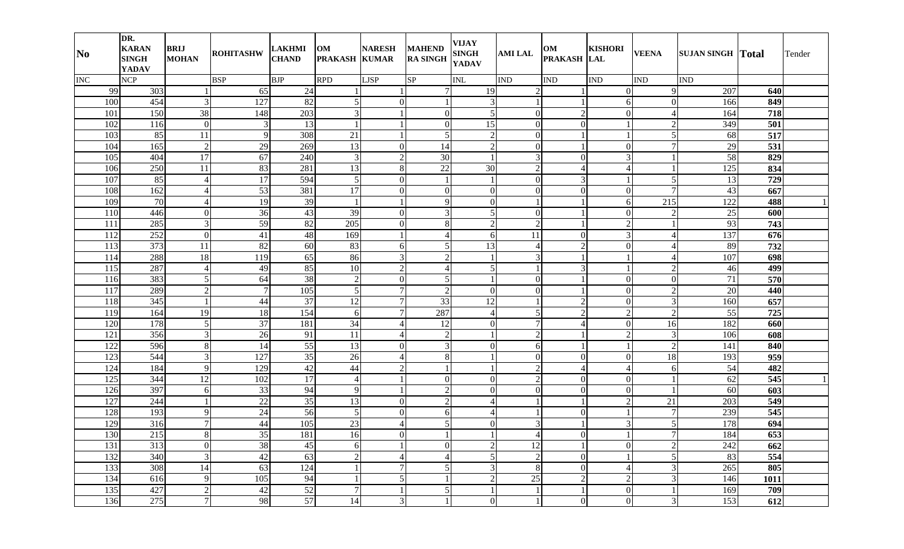| No | DR. KARAN SINGH YADAV | BRIJ MOHAN | ROHITASHW | LAKHMI CHAND | OM PRAKASH | NARESH KUMAR | MAHEND RA SINGH | VIJAY SINGH YADAV | AMI LAL | OM PRAKASH | KISHORI LAL | VEENA | SUJAN SINGH | Total | Tender |
|---|---|---|---|---|---|---|---|---|---|---|---|---|---|---|---|
| INC | NCP | | BSP | BJP | RPD | LJSP | SP | INL | IND | IND | IND | IND | IND | | |
| 99 | 303 | 1 | 65 | 24 | 1 | 1 | 7 | 19 | 2 | 1 | 0 | 9 | 207 | **640** | |
| 100 | 454 | 3 | 127 | 82 | 5 | 0 | 1 | 3 | 1 | 1 | 6 | 0 | 166 | **849** | |
| 101 | 150 | 38 | 148 | 203 | 3 | 1 | 0 | 5 | 0 | 2 | 0 | 4 | 164 | **718** | |
| 102 | 116 | 0 | 3 | 13 | 1 | 1 | 0 | 15 | 0 | 0 | 1 | 2 | 349 | **501** | |
| 103 | 85 | 11 | 9 | 308 | 21 | 1 | 5 | 2 | 0 | 1 | 1 | 5 | 68 | **517** | |
| 104 | 165 | 2 | 29 | 269 | 13 | 0 | 14 | 2 | 0 | 1 | 0 | 7 | 29 | **531** | |
| 105 | 404 | 17 | 67 | 240 | 3 | 2 | 30 | 1 | 3 | 0 | 3 | 1 | 58 | **829** | |
| 106 | 250 | 11 | 83 | 281 | 13 | 8 | 22 | 30 | 2 | 4 | 4 | 1 | 125 | **834** | |
| 107 | 85 | 4 | 17 | 594 | 5 | 0 | 1 | 1 | 0 | 3 | 1 | 5 | 13 | **729** | |
| 108 | 162 | 4 | 53 | 381 | 17 | 0 | 0 | 0 | 0 | 0 | 0 | 7 | 43 | **667** | |
| 109 | 70 | 4 | 19 | 39 | 1 | 1 | 9 | 0 | 1 | 1 | 6 | 215 | 122 | **488** | 1 |
| 110 | 446 | 0 | 36 | 43 | 39 | 0 | 3 | 5 | 0 | 1 | 0 | 2 | 25 | **600** | |
| 111 | 285 | 3 | 59 | 82 | 205 | 0 | 8 | 2 | 2 | 1 | 2 | 1 | 93 | **743** | |
| 112 | 252 | 0 | 41 | 48 | 169 | 1 | 4 | 6 | 11 | 0 | 3 | 4 | 137 | **676** | |
| 113 | 373 | 11 | 82 | 60 | 83 | 6 | 5 | 13 | 4 | 2 | 0 | 4 | 89 | **732** | |
| 114 | 288 | 18 | 119 | 65 | 86 | 3 | 2 | 1 | 3 | 1 | 1 | 4 | 107 | **698** | |
| 115 | 287 | 4 | 49 | 85 | 10 | 2 | 4 | 5 | 1 | 3 | 1 | 2 | 46 | **499** | |
| 116 | 383 | 5 | 64 | 38 | 2 | 0 | 5 | 1 | 0 | 1 | 0 | 0 | 71 | **570** | |
| 117 | 289 | 2 | 7 | 105 | 5 | 7 | 2 | 0 | 0 | 1 | 0 | 2 | 20 | **440** | |
| 118 | 345 | 1 | 44 | 37 | 12 | 7 | 33 | 12 | 1 | 2 | 0 | 3 | 160 | **657** | |
| 119 | 164 | 19 | 18 | 154 | 6 | 7 | 287 | 4 | 5 | 2 | 2 | 2 | 55 | **725** | |
| 120 | 178 | 5 | 37 | 181 | 34 | 4 | 12 | 0 | 7 | 4 | 0 | 16 | 182 | **660** | |
| 121 | 356 | 3 | 26 | 91 | 11 | 4 | 2 | 1 | 2 | 1 | 2 | 3 | 106 | **608** | |
| 122 | 596 | 8 | 14 | 55 | 13 | 0 | 3 | 0 | 6 | 1 | 1 | 2 | 141 | **840** | |
| 123 | 544 | 3 | 127 | 35 | 26 | 4 | 8 | 1 | 0 | 0 | 0 | 18 | 193 | **959** | |
| 124 | 184 | 9 | 129 | 42 | 44 | 2 | 1 | 1 | 2 | 4 | 4 | 6 | 54 | **482** | |
| 125 | 344 | 12 | 102 | 17 | 4 | 1 | 0 | 0 | 2 | 0 | 0 | 1 | 62 | **545** | 1 |
| 126 | 397 | 6 | 33 | 94 | 9 | 1 | 2 | 0 | 0 | 0 | 0 | 1 | 60 | **603** | |
| 127 | 244 | 1 | 22 | 35 | 13 | 0 | 2 | 4 | 1 | 1 | 2 | 21 | 203 | **549** | |
| 128 | 193 | 9 | 24 | 56 | 5 | 0 | 6 | 4 | 1 | 0 | 1 | 7 | 239 | **545** | |
| 129 | 316 | 7 | 44 | 105 | 23 | 4 | 5 | 0 | 3 | 1 | 3 | 5 | 178 | **694** | |
| 130 | 215 | 8 | 35 | 181 | 16 | 0 | 1 | 1 | 4 | 0 | 1 | 7 | 184 | **653** | |
| 131 | 313 | 0 | 38 | 45 | 6 | 1 | 0 | 2 | 12 | 1 | 0 | 2 | 242 | **662** | |
| 132 | 340 | 3 | 42 | 63 | 2 | 4 | 4 | 5 | 2 | 0 | 1 | 5 | 83 | **554** | |
| 133 | 308 | 14 | 63 | 124 | 1 | 7 | 5 | 3 | 8 | 0 | 4 | 3 | 265 | **805** | |
| 134 | 616 | 9 | 105 | 94 | 1 | 5 | 1 | 2 | 25 | 2 | 2 | 3 | 146 | **1011** | |
| 135 | 427 | 2 | 42 | 52 | 7 | 1 | 5 | 1 | 1 | 1 | 0 | 1 | 169 | **709** | |
| 136 | 275 | 7 | 98 | 57 | 14 | 3 | 1 | 0 | 1 | 0 | 0 | 3 | 153 | **612** | |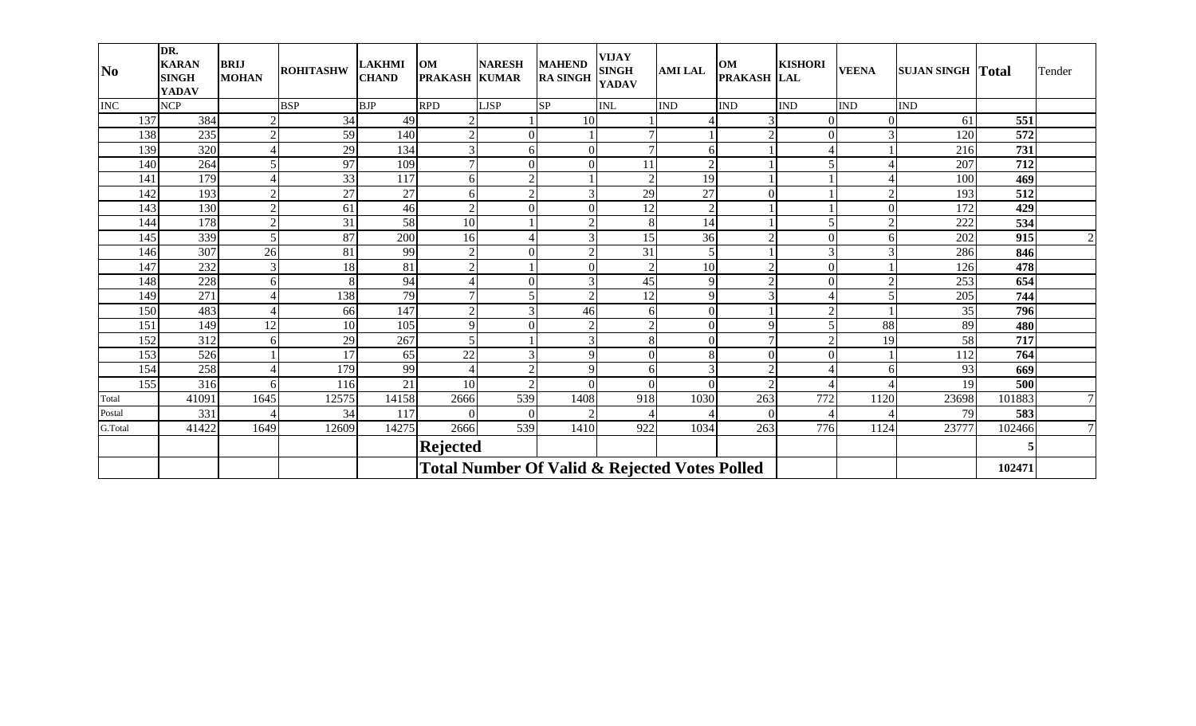| No | DR. KARAN SINGH YADAV | BRIJ MOHAN | ROHITASHW | LAKHMI CHAND | OM PRAKASH | NARESH KUMAR | MAHENDRA SINGH | VIJAY SINGH YADAV | AMI LAL | OM PRAKASH | KISHORI LAL | VEENA | SUJAN SINGH | Total | Tender |
|---|---|---|---|---|---|---|---|---|---|---|---|---|---|---|---|
| INC | NCP | | BSP | BJP | RPD | LJSP | SP | INL | IND | IND | IND | IND | IND | | |
| 137 | 384 | 2 | 34 | 49 | 2 | 1 | 10 | 1 | 4 | 3 | 0 | 0 | 61 | **551** | |
| 138 | 235 | 2 | 59 | 140 | 2 | 0 | 1 | 7 | 1 | 2 | 0 | 3 | 120 | **572** | |
| 139 | 320 | 4 | 29 | 134 | 3 | 6 | 0 | 7 | 6 | 1 | 4 | 1 | 216 | **731** | |
| 140 | 264 | 5 | 97 | 109 | 7 | 0 | 0 | 11 | 2 | 1 | 5 | 4 | 207 | **712** | |
| 141 | 179 | 4 | 33 | 117 | 6 | 2 | 1 | 2 | 19 | 1 | 1 | 4 | 100 | **469** | |
| 142 | 193 | 2 | 27 | 27 | 6 | 2 | 3 | 29 | 27 | 0 | 1 | 2 | 193 | **512** | |
| 143 | 130 | 2 | 61 | 46 | 2 | 0 | 0 | 12 | 2 | 1 | 1 | 0 | 172 | **429** | |
| 144 | 178 | 2 | 31 | 58 | 10 | 1 | 2 | 8 | 14 | 1 | 5 | 2 | 222 | **534** | |
| 145 | 339 | 5 | 87 | 200 | 16 | 4 | 3 | 15 | 36 | 2 | 0 | 6 | 202 | **915** | 2 |
| 146 | 307 | 26 | 81 | 99 | 2 | 0 | 2 | 31 | 5 | 1 | 3 | 3 | 286 | **846** | |
| 147 | 232 | 3 | 18 | 81 | 2 | 1 | 0 | 2 | 10 | 2 | 0 | 1 | 126 | **478** | |
| 148 | 228 | 6 | 8 | 94 | 4 | 0 | 3 | 45 | 9 | 2 | 0 | 2 | 253 | **654** | |
| 149 | 271 | 4 | 138 | 79 | 7 | 5 | 2 | 12 | 9 | 3 | 4 | 5 | 205 | **744** | |
| 150 | 483 | 4 | 66 | 147 | 2 | 3 | 46 | 6 | 0 | 1 | 2 | 1 | 35 | **796** | |
| 151 | 149 | 12 | 10 | 105 | 9 | 0 | 2 | 2 | 0 | 9 | 5 | 88 | 89 | **480** | |
| 152 | 312 | 6 | 29 | 267 | 5 | 1 | 3 | 8 | 0 | 7 | 2 | 19 | 58 | **717** | |
| 153 | 526 | 1 | 17 | 65 | 22 | 3 | 9 | 0 | 8 | 0 | 0 | 1 | 112 | **764** | |
| 154 | 258 | 4 | 179 | 99 | 4 | 2 | 9 | 6 | 3 | 2 | 4 | 6 | 93 | **669** | |
| 155 | 316 | 6 | 116 | 21 | 10 | 2 | 0 | 0 | 0 | 2 | 4 | 4 | 19 | **500** | |
| Total | 41091 | 1645 | 12575 | 14158 | 2666 | 539 | 1408 | 918 | 1030 | 263 | 772 | 1120 | 23698 | 101883 | 7 |
| Postal | 331 | 4 | 34 | 117 | 0 | 0 | 2 | 4 | 4 | 0 | 4 | 4 | 79 | **583** | |
| G.Total | 41422 | 1649 | 12609 | 14275 | 2666 | 539 | 1410 | 922 | 1034 | 263 | 776 | 1124 | 23777 | 102466 | 7 |
| | | | | | **Rejected** | | | | | | | | | **5** | |
| | | | | | **Total Number Of Valid & Rejected Votes Polled** | | | | | | | | | **102471** | |